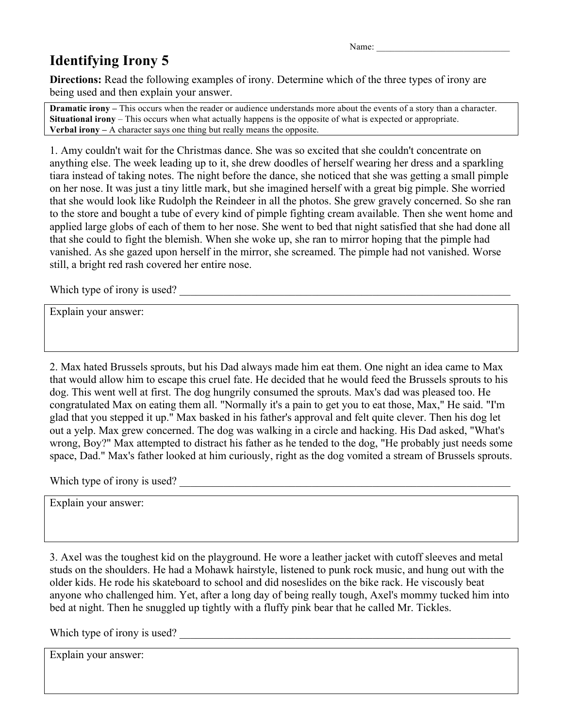Name: ______________________________

# Identifying Irony 5

**Directions:** Read the following examples of irony. Determine which of the three types of irony are being used and then explain your answer.

**Dramatic irony –** This occurs when the reader or audience understands more about the events of a story than a character.
**Situational irony** – This occurs when what actually happens is the opposite of what is expected or appropriate.
**Verbal irony –** A character says one thing but really means the opposite.

1. Amy couldn't wait for the Christmas dance. She was so excited that she couldn't concentrate on anything else. The week leading up to it, she drew doodles of herself wearing her dress and a sparkling tiara instead of taking notes. The night before the dance, she noticed that she was getting a small pimple on her nose. It was just a tiny little mark, but she imagined herself with a great big pimple. She worried that she would look like Rudolph the Reindeer in all the photos. She grew gravely concerned. So she ran to the store and bought a tube of every kind of pimple fighting cream available. Then she went home and applied large globs of each of them to her nose. She went to bed that night satisfied that she had done all that she could to fight the blemish. When she woke up, she ran to mirror hoping that the pimple had vanished. As she gazed upon herself in the mirror, she screamed. The pimple had not vanished. Worse still, a bright red rash covered her entire nose.

Which type of irony is used? ________________________________________________

Explain your answer:

2. Max hated Brussels sprouts, but his Dad always made him eat them. One night an idea came to Max that would allow him to escape this cruel fate. He decided that he would feed the Brussels sprouts to his dog. This went well at first. The dog hungrily consumed the sprouts. Max's dad was pleased too. He congratulated Max on eating them all. "Normally it's a pain to get you to eat those, Max," He said. "I'm glad that you stepped it up." Max basked in his father's approval and felt quite clever. Then his dog let out a yelp. Max grew concerned. The dog was walking in a circle and hacking. His Dad asked, "What's wrong, Boy?" Max attempted to distract his father as he tended to the dog, "He probably just needs some space, Dad." Max's father looked at him curiously, right as the dog vomited a stream of Brussels sprouts.

Which type of irony is used? ________________________________________________

Explain your answer:

3. Axel was the toughest kid on the playground. He wore a leather jacket with cutoff sleeves and metal studs on the shoulders. He had a Mohawk hairstyle, listened to punk rock music, and hung out with the older kids. He rode his skateboard to school and did noseslides on the bike rack. He viscously beat anyone who challenged him. Yet, after a long day of being really tough, Axel's mommy tucked him into bed at night. Then he snuggled up tightly with a fluffy pink bear that he called Mr. Tickles.

Which type of irony is used? ________________________________________________

Explain your answer: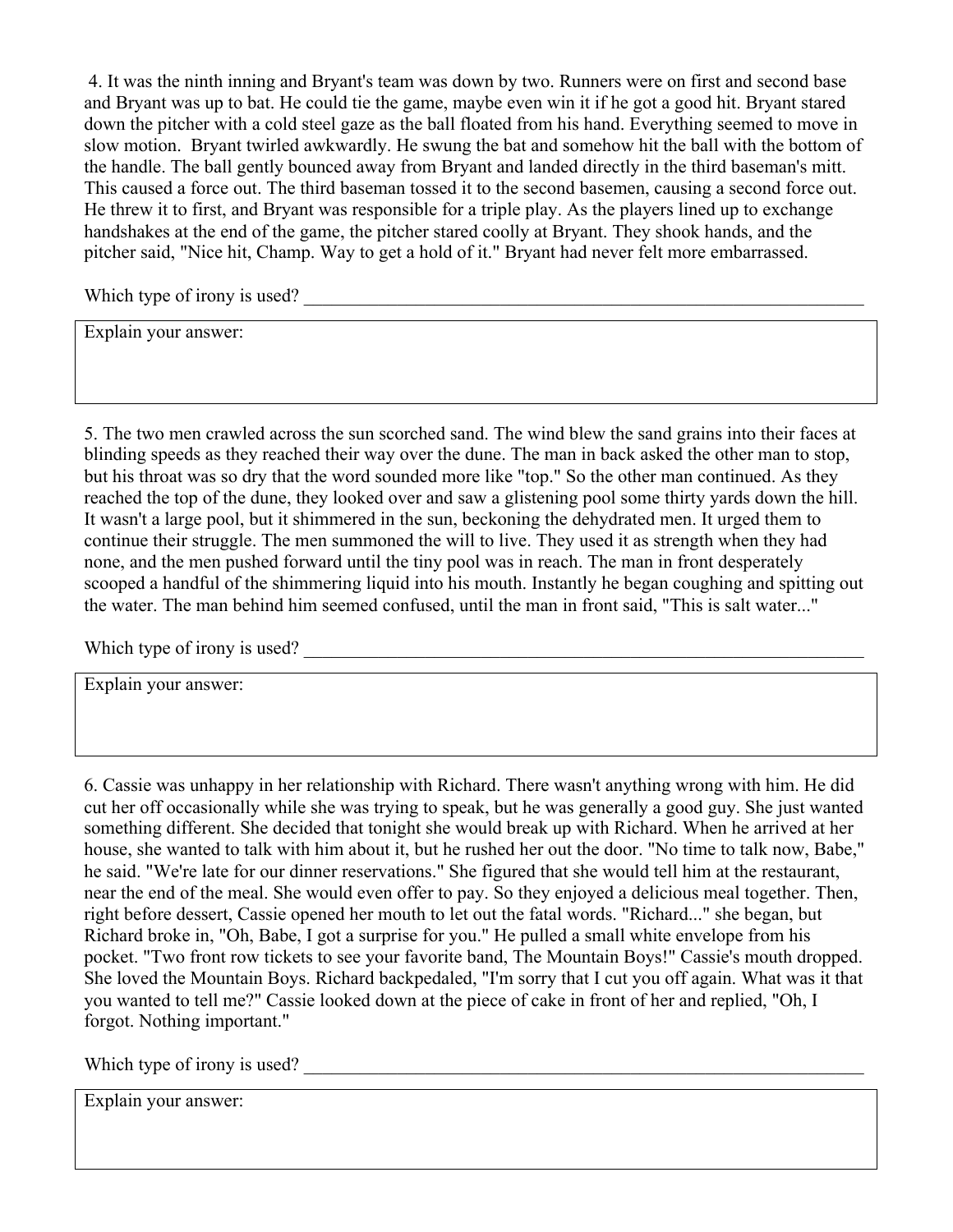4. It was the ninth inning and Bryant's team was down by two. Runners were on first and second base and Bryant was up to bat. He could tie the game, maybe even win it if he got a good hit. Bryant stared down the pitcher with a cold steel gaze as the ball floated from his hand. Everything seemed to move in slow motion. Bryant twirled awkwardly. He swung the bat and somehow hit the ball with the bottom of the handle. The ball gently bounced away from Bryant and landed directly in the third baseman's mitt. This caused a force out. The third baseman tossed it to the second basemen, causing a second force out. He threw it to first, and Bryant was responsible for a triple play. As the players lined up to exchange handshakes at the end of the game, the pitcher stared coolly at Bryant. They shook hands, and the pitcher said, "Nice hit, Champ. Way to get a hold of it." Bryant had never felt more embarrassed.

Which type of irony is used? ___________________________________________________________________

Explain your answer:

5. The two men crawled across the sun scorched sand. The wind blew the sand grains into their faces at blinding speeds as they reached their way over the dune. The man in back asked the other man to stop, but his throat was so dry that the word sounded more like "top." So the other man continued. As they reached the top of the dune, they looked over and saw a glistening pool some thirty yards down the hill. It wasn't a large pool, but it shimmered in the sun, beckoning the dehydrated men. It urged them to continue their struggle. The men summoned the will to live. They used it as strength when they had none, and the men pushed forward until the tiny pool was in reach. The man in front desperately scooped a handful of the shimmering liquid into his mouth. Instantly he began coughing and spitting out the water. The man behind him seemed confused, until the man in front said, "This is salt water..."

Which type of irony is used? ___________________________________________________________________

Explain your answer:

6. Cassie was unhappy in her relationship with Richard. There wasn't anything wrong with him. He did cut her off occasionally while she was trying to speak, but he was generally a good guy. She just wanted something different. She decided that tonight she would break up with Richard. When he arrived at her house, she wanted to talk with him about it, but he rushed her out the door. "No time to talk now, Babe," he said. "We're late for our dinner reservations." She figured that she would tell him at the restaurant, near the end of the meal. She would even offer to pay. So they enjoyed a delicious meal together. Then, right before dessert, Cassie opened her mouth to let out the fatal words. "Richard..." she began, but Richard broke in, "Oh, Babe, I got a surprise for you." He pulled a small white envelope from his pocket. "Two front row tickets to see your favorite band, The Mountain Boys!" Cassie's mouth dropped. She loved the Mountain Boys. Richard backpedaled, "I'm sorry that I cut you off again. What was it that you wanted to tell me?" Cassie looked down at the piece of cake in front of her and replied, "Oh, I forgot. Nothing important."

Which type of irony is used? ___________________________________________________________________

Explain your answer: